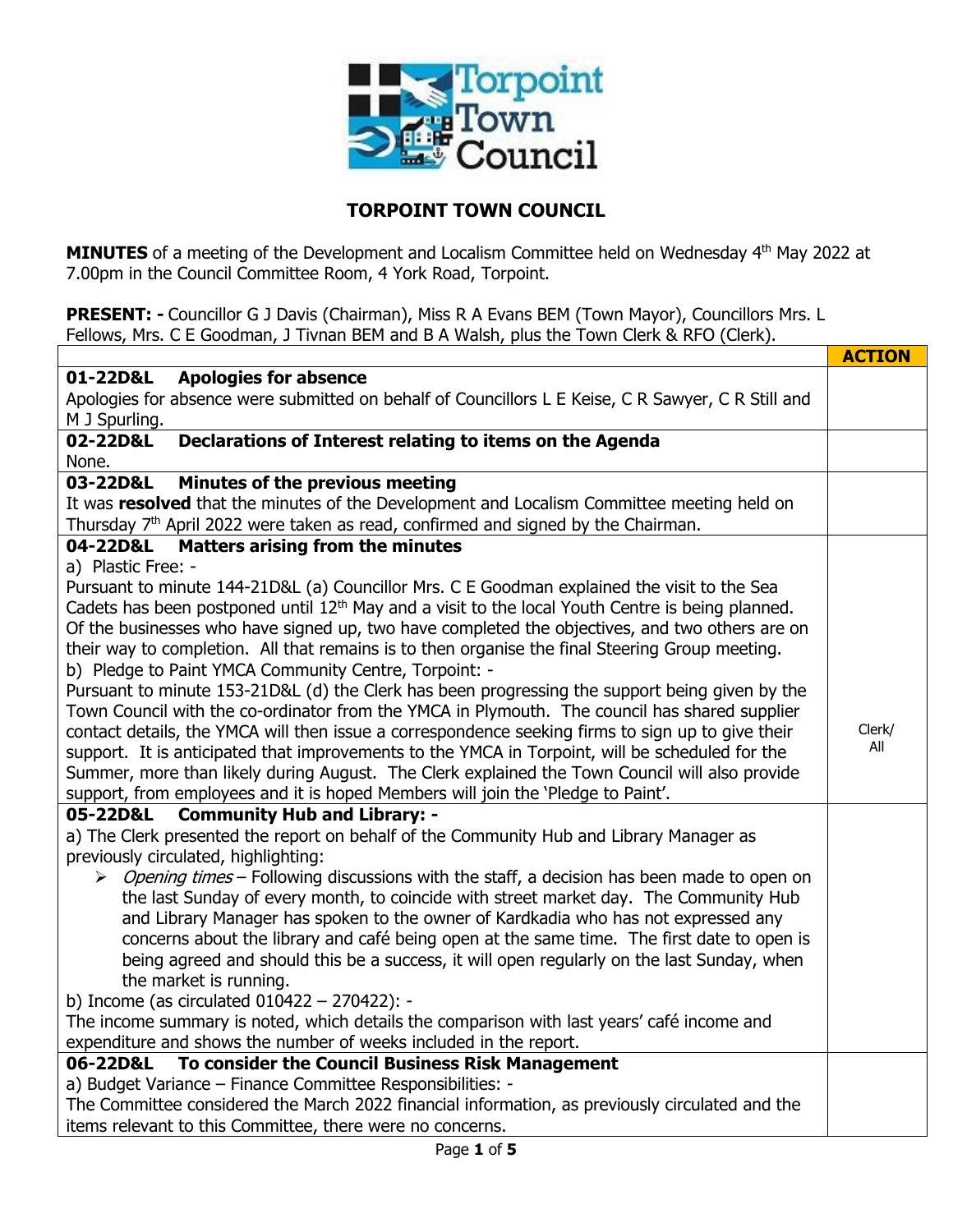# TORPOINT TOWN COUNCIL

**MINUTES** of a meeting of the Development and Localism Committee held on Wednesday 4th May 2022 at 7.00pm in the Council Committee Room, 4 York Road, Torpoint.

**PRESENT: -** Councillor G J Davis (Chairman), Miss R A Evans BEM (Town Mayor), Councillors Mrs. L Fellows, Mrs. C E Goodman, J Tivnan BEM and B A Walsh, plus the Town Clerk & RFO (Clerk).

| | **ACTION** |
|---|---|
| **01-22D&L Apologies for absence**<br>Apologies for absence were submitted on behalf of Councillors L E Keise, C R Sawyer, C R Still and M J Spurling. | |
| **02-22D&L Declarations of Interest relating to items on the Agenda**<br>None. | |
| **03-22D&L Minutes of the previous meeting**<br>It was **resolved** that the minutes of the Development and Localism Committee meeting held on Thursday 7th April 2022 were taken as read, confirmed and signed by the Chairman. | |
| **04-22D&L Matters arising from the minutes**<br>a) Plastic Free: -<br>Pursuant to minute 144-21D&L (a) Councillor Mrs. C E Goodman explained the visit to the Sea Cadets has been postponed until 12th May and a visit to the local Youth Centre is being planned. Of the businesses who have signed up, two have completed the objectives, and two others are on their way to completion. All that remains is to then organise the final Steering Group meeting.<br>b) Pledge to Paint YMCA Community Centre, Torpoint: -<br>Pursuant to minute 153-21D&L (d) the Clerk has been progressing the support being given by the Town Council with the co-ordinator from the YMCA in Plymouth. The council has shared supplier contact details, the YMCA will then issue a correspondence seeking firms to sign up to give their support. It is anticipated that improvements to the YMCA in Torpoint, will be scheduled for the Summer, more than likely during August. The Clerk explained the Town Council will also provide support, from employees and it is hoped Members will join the 'Pledge to Paint'. | Clerk/ All |
| **05-22D&L Community Hub and Library: -**<br>a) The Clerk presented the report on behalf of the Community Hub and Library Manager as previously circulated, highlighting:<br>➢ *Opening times* – Following discussions with the staff, a decision has been made to open on the last Sunday of every month, to coincide with street market day. The Community Hub and Library Manager has spoken to the owner of Kardkadia who has not expressed any concerns about the library and café being open at the same time. The first date to open is being agreed and should this be a success, it will open regularly on the last Sunday, when the market is running.<br>b) Income (as circulated 010422 – 270422): -<br>The income summary is noted, which details the comparison with last years' café income and expenditure and shows the number of weeks included in the report. | |
| **06-22D&L To consider the Council Business Risk Management**<br>a) Budget Variance – Finance Committee Responsibilities: -<br>The Committee considered the March 2022 financial information, as previously circulated and the items relevant to this Committee, there were no concerns. | |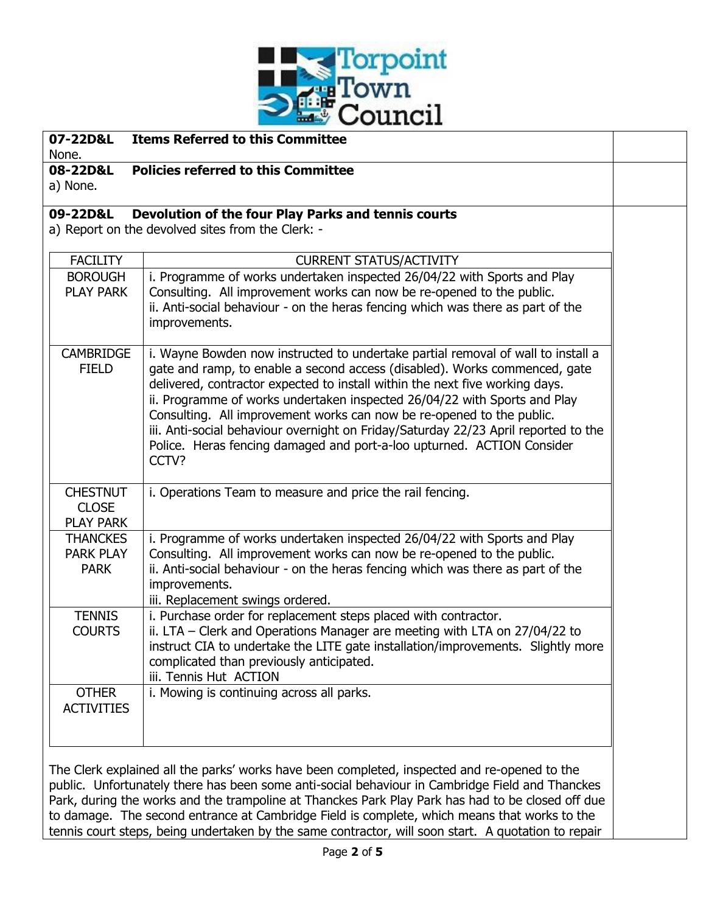**07-22D&L Items Referred to this Committee**

None.

**08-22D&L Policies referred to this Committee**

a) None.

**09-22D&L Devolution of the four Play Parks and tennis courts**

a) Report on the devolved sites from the Clerk: -

| FACILITY | CURRENT STATUS/ACTIVITY |
|---|---|
| BOROUGH PLAY PARK | i. Programme of works undertaken inspected 26/04/22 with Sports and Play Consulting. All improvement works can now be re-opened to the public.<br>ii. Anti-social behaviour - on the heras fencing which was there as part of the improvements. |
| CAMBRIDGE FIELD | i. Wayne Bowden now instructed to undertake partial removal of wall to install a gate and ramp, to enable a second access (disabled). Works commenced, gate delivered, contractor expected to install within the next five working days.<br>ii. Programme of works undertaken inspected 26/04/22 with Sports and Play Consulting. All improvement works can now be re-opened to the public.<br>iii. Anti-social behaviour overnight on Friday/Saturday 22/23 April reported to the Police. Heras fencing damaged and port-a-loo upturned. ACTION Consider CCTV? |
| CHESTNUT CLOSE PLAY PARK | i. Operations Team to measure and price the rail fencing. |
| THANCKES PARK PLAY PARK | i. Programme of works undertaken inspected 26/04/22 with Sports and Play Consulting. All improvement works can now be re-opened to the public.<br>ii. Anti-social behaviour - on the heras fencing which was there as part of the improvements.<br>iii. Replacement swings ordered. |
| TENNIS COURTS | i. Purchase order for replacement steps placed with contractor.<br>ii. LTA – Clerk and Operations Manager are meeting with LTA on 27/04/22 to instruct CIA to undertake the LITE gate installation/improvements. Slightly more complicated than previously anticipated.<br>iii. Tennis Hut ACTION |
| OTHER ACTIVITIES | i. Mowing is continuing across all parks. |

The Clerk explained all the parks' works have been completed, inspected and re-opened to the public. Unfortunately there has been some anti-social behaviour in Cambridge Field and Thanckes Park, during the works and the trampoline at Thanckes Park Play Park has had to be closed off due to damage. The second entrance at Cambridge Field is complete, which means that works to the tennis court steps, being undertaken by the same contractor, will soon start. A quotation to repair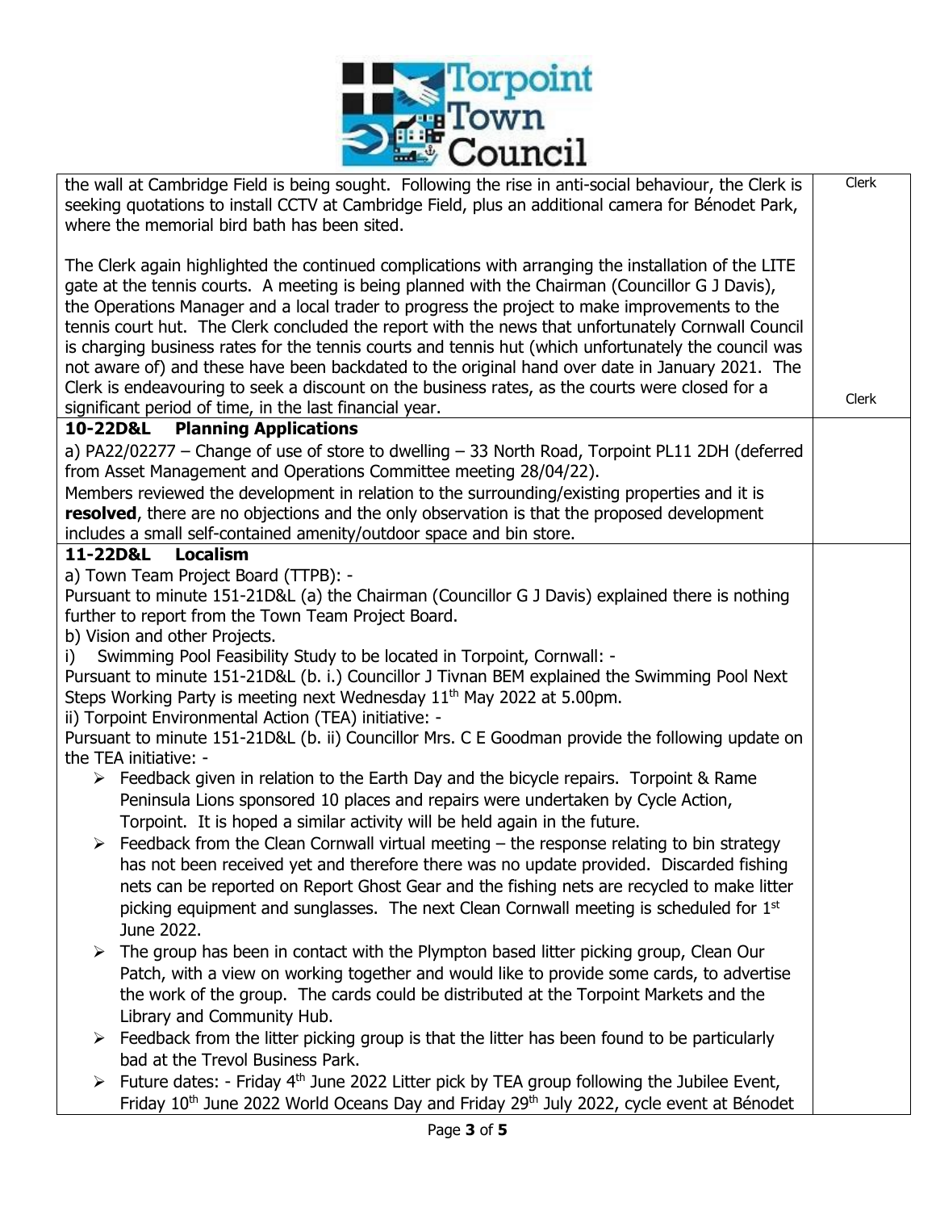| | |
|---|---|
| the wall at Cambridge Field is being sought. Following the rise in anti-social behaviour, the Clerk is seeking quotations to install CCTV at Cambridge Field, plus an additional camera for Bénodet Park, where the memorial bird bath has been sited.<br><br>The Clerk again highlighted the continued complications with arranging the installation of the LITE gate at the tennis courts. A meeting is being planned with the Chairman (Councillor G J Davis), the Operations Manager and a local trader to progress the project to make improvements to the tennis court hut. The Clerk concluded the report with the news that unfortunately Cornwall Council is charging business rates for the tennis courts and tennis hut (which unfortunately the council was not aware of) and these have been backdated to the original hand over date in January 2021. The Clerk is endeavouring to seek a discount on the business rates, as the courts were closed for a significant period of time, in the last financial year. | Clerk<br><br><br><br><br><br><br>Clerk |
| **10-22D&L Planning Applications**<br>a) PA22/02277 – Change of use of store to dwelling – 33 North Road, Torpoint PL11 2DH (deferred from Asset Management and Operations Committee meeting 28/04/22).<br>Members reviewed the development in relation to the surrounding/existing properties and it is **resolved**, there are no objections and the only observation is that the proposed development includes a small self-contained amenity/outdoor space and bin store. | |
| **11-22D&L Localism**<br>a) Town Team Project Board (TTPB): -<br>Pursuant to minute 151-21D&L (a) the Chairman (Councillor G J Davis) explained there is nothing further to report from the Town Team Project Board.<br>b) Vision and other Projects.<br>i) Swimming Pool Feasibility Study to be located in Torpoint, Cornwall: -<br>Pursuant to minute 151-21D&L (b. i.) Councillor J Tivnan BEM explained the Swimming Pool Next Steps Working Party is meeting next Wednesday 11th May 2022 at 5.00pm.<br>ii) Torpoint Environmental Action (TEA) initiative: -<br>Pursuant to minute 151-21D&L (b. ii) Councillor Mrs. C E Goodman provide the following update on the TEA initiative: -<br>➢ Feedback given in relation to the Earth Day and the bicycle repairs. Torpoint & Rame Peninsula Lions sponsored 10 places and repairs were undertaken by Cycle Action, Torpoint. It is hoped a similar activity will be held again in the future.<br>➢ Feedback from the Clean Cornwall virtual meeting – the response relating to bin strategy has not been received yet and therefore there was no update provided. Discarded fishing nets can be reported on Report Ghost Gear and the fishing nets are recycled to make litter picking equipment and sunglasses. The next Clean Cornwall meeting is scheduled for 1st June 2022.<br>➢ The group has been in contact with the Plympton based litter picking group, Clean Our Patch, with a view on working together and would like to provide some cards, to advertise the work of the group. The cards could be distributed at the Torpoint Markets and the Library and Community Hub.<br>➢ Feedback from the litter picking group is that the litter has been found to be particularly bad at the Trevol Business Park.<br>➢ Future dates: - Friday 4th June 2022 Litter pick by TEA group following the Jubilee Event, Friday 10th June 2022 World Oceans Day and Friday 29th July 2022, cycle event at Bénodet | |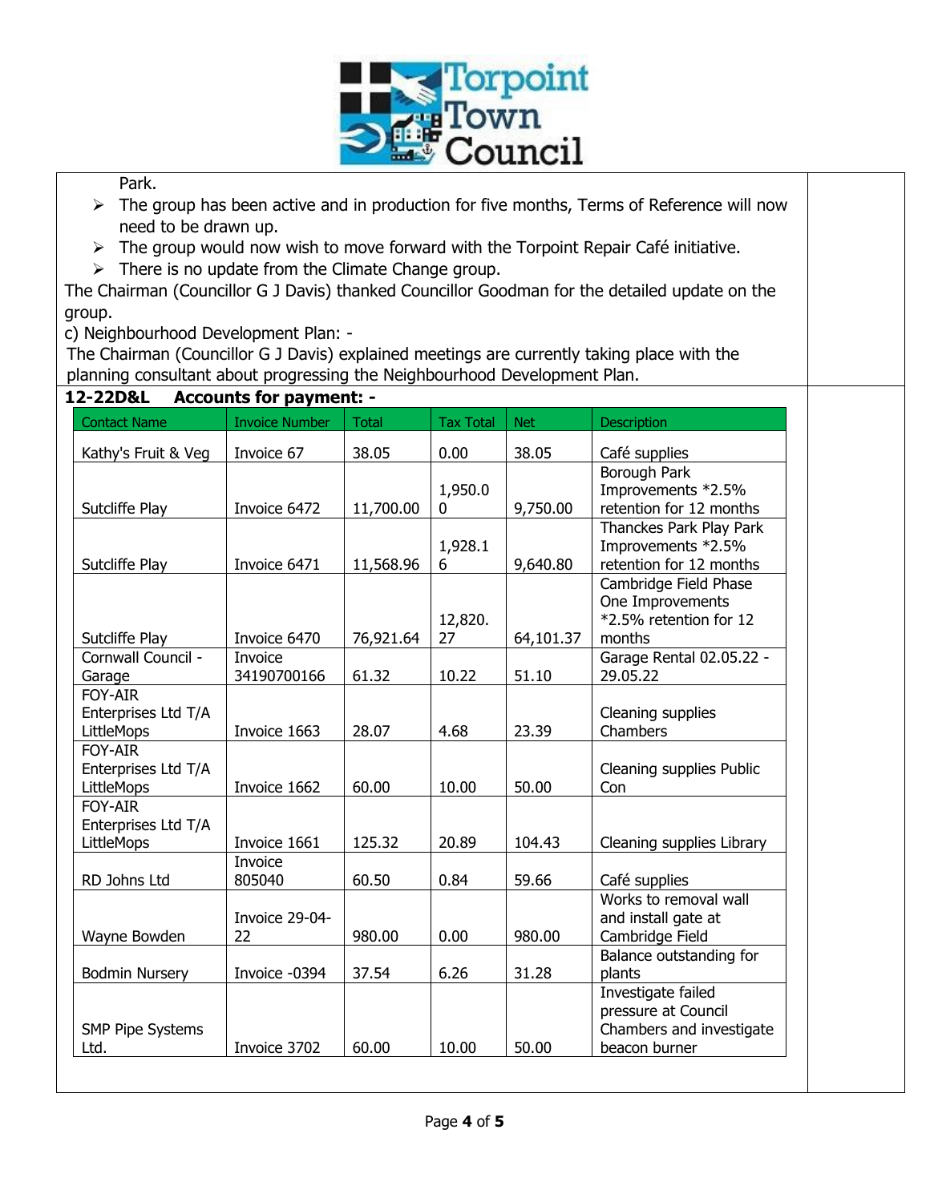Park.

- The group has been active and in production for five months, Terms of Reference will now need to be drawn up.
- The group would now wish to move forward with the Torpoint Repair Café initiative.
- There is no update from the Climate Change group.

The Chairman (Councillor G J Davis) thanked Councillor Goodman for the detailed update on the group.

c) Neighbourhood Development Plan: -

The Chairman (Councillor G J Davis) explained meetings are currently taking place with the planning consultant about progressing the Neighbourhood Development Plan.

**12-22D&L Accounts for payment: -**

| Contact Name | Invoice Number | Total | Tax Total | Net | Description |
|---|---|---|---|---|---|
| Kathy's Fruit & Veg | Invoice 67 | 38.05 | 0.00 | 38.05 | Café supplies |
| Sutcliffe Play | Invoice 6472 | 11,700.00 | 1,950.00 | 9,750.00 | Borough Park Improvements *2.5% retention for 12 months |
| Sutcliffe Play | Invoice 6471 | 11,568.96 | 1,928.16 | 9,640.80 | Thanckes Park Play Park Improvements *2.5% retention for 12 months |
| Sutcliffe Play | Invoice 6470 | 76,921.64 | 12,820.27 | 64,101.37 | Cambridge Field Phase One Improvements *2.5% retention for 12 months |
| Cornwall Council - Garage | Invoice 34190700166 | 61.32 | 10.22 | 51.10 | Garage Rental 02.05.22 - 29.05.22 |
| FOY-AIR Enterprises Ltd T/A LittleMops | Invoice 1663 | 28.07 | 4.68 | 23.39 | Cleaning supplies Chambers |
| FOY-AIR Enterprises Ltd T/A LittleMops | Invoice 1662 | 60.00 | 10.00 | 50.00 | Cleaning supplies Public Con |
| FOY-AIR Enterprises Ltd T/A LittleMops | Invoice 1661 | 125.32 | 20.89 | 104.43 | Cleaning supplies Library |
| RD Johns Ltd | Invoice 805040 | 60.50 | 0.84 | 59.66 | Café supplies |
| Wayne Bowden | Invoice 29-04-22 | 980.00 | 0.00 | 980.00 | Works to removal wall and install gate at Cambridge Field |
| Bodmin Nursery | Invoice -0394 | 37.54 | 6.26 | 31.28 | Balance outstanding for plants |
| SMP Pipe Systems Ltd. | Invoice 3702 | 60.00 | 10.00 | 50.00 | Investigate failed pressure at Council Chambers and investigate beacon burner |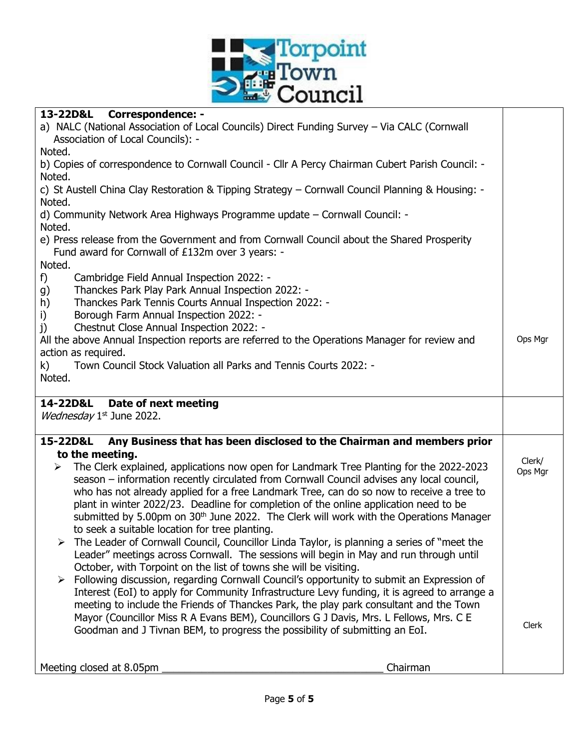| | |
|---|---|
| **13-22D&L Correspondence: -**<br>a) NALC (National Association of Local Councils) Direct Funding Survey – Via CALC (Cornwall Association of Local Councils): -<br>Noted.<br>b) Copies of correspondence to Cornwall Council - Cllr A Percy Chairman Cubert Parish Council: -<br>Noted.<br>c) St Austell China Clay Restoration & Tipping Strategy – Cornwall Council Planning & Housing: -<br>Noted.<br>d) Community Network Area Highways Programme update – Cornwall Council: -<br>Noted.<br>e) Press release from the Government and from Cornwall Council about the Shared Prosperity Fund award for Cornwall of £132m over 3 years: -<br>Noted.<br>f) Cambridge Field Annual Inspection 2022: -<br>g) Thanckes Park Play Park Annual Inspection 2022: -<br>h) Thanckes Park Tennis Courts Annual Inspection 2022: -<br>i) Borough Farm Annual Inspection 2022: -<br>j) Chestnut Close Annual Inspection 2022: -<br>All the above Annual Inspection reports are referred to the Operations Manager for review and action as required.<br>k) Town Council Stock Valuation all Parks and Tennis Courts 2022: -<br>Noted. | Ops Mgr |
| **14-22D&L Date of next meeting**<br>*Wednesday* 1st June 2022. | |
| **15-22D&L Any Business that has been disclosed to the Chairman and members prior to the meeting.**<br>➢ The Clerk explained, applications now open for Landmark Tree Planting for the 2022-2023 season – information recently circulated from Cornwall Council advises any local council, who has not already applied for a free Landmark Tree, can do so now to receive a tree to plant in winter 2022/23. Deadline for completion of the online application need to be submitted by 5.00pm on 30th June 2022. The Clerk will work with the Operations Manager to seek a suitable location for tree planting.<br>➢ The Leader of Cornwall Council, Councillor Linda Taylor, is planning a series of "meet the Leader" meetings across Cornwall. The sessions will begin in May and run through until October, with Torpoint on the list of towns she will be visiting.<br>➢ Following discussion, regarding Cornwall Council's opportunity to submit an Expression of Interest (EoI) to apply for Community Infrastructure Levy funding, it is agreed to arrange a meeting to include the Friends of Thanckes Park, the play park consultant and the Town Mayor (Councillor Miss R A Evans BEM), Councillors G J Davis, Mrs. L Fellows, Mrs. C E Goodman and J Tivnan BEM, to progress the possibility of submitting an EoI.<br><br>Meeting closed at 8.05pm ________________________ Chairman | Clerk/ Ops Mgr<br><br>Clerk |